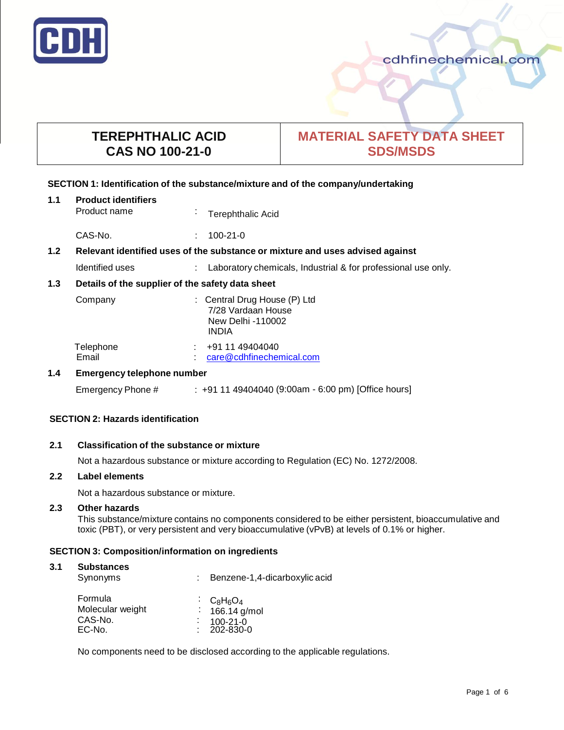CDH

cdhfinechemical.com

| TEREPHTHALIC ACID<br>CAS NO 100-21-0 | MATERIAL SAFETY DATA SHEET<br>SDS/MSDS |
|---|---|

## SECTION 1: Identification of the substance/mixture and of the company/undertaking

### 1.1 Product identifiers

Product name : Terephthalic Acid

CAS-No. : 100-21-0

### 1.2 Relevant identified uses of the substance or mixture and uses advised against

Identified uses : Laboratory chemicals, Industrial & for professional use only.

### 1.3 Details of the supplier of the safety data sheet

Company : Central Drug House (P) Ltd
7/28 Vardaan House
New Delhi -110002
INDIA

Telephone : +91 11 49404040
Email : care@cdhfinechemical.com

### 1.4 Emergency telephone number

Emergency Phone # : +91 11 49404040 (9:00am - 6:00 pm) [Office hours]

## SECTION 2: Hazards identification

### 2.1 Classification of the substance or mixture

Not a hazardous substance or mixture according to Regulation (EC) No. 1272/2008.

### 2.2 Label elements

Not a hazardous substance or mixture.

### 2.3 Other hazards

This substance/mixture contains no components considered to be either persistent, bioaccumulative and toxic (PBT), or very persistent and very bioaccumulative (vPvB) at levels of 0.1% or higher.

## SECTION 3: Composition/information on ingredients

### 3.1 Substances

Synonyms : Benzene-1,4-dicarboxylic acid

Formula : $C_8H_6O_4$
Molecular weight : 166.14 g/mol
CAS-No. : 100-21-0
EC-No. : 202-830-0

No components need to be disclosed according to the applicable regulations.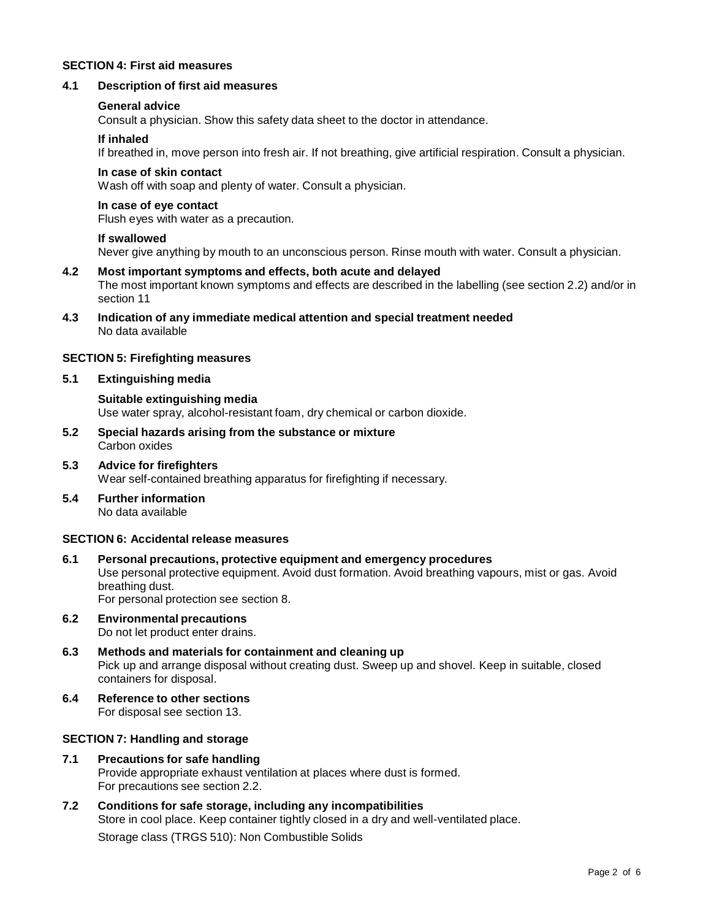## SECTION 4: First aid measures

### 4.1 Description of first aid measures

**General advice**
Consult a physician. Show this safety data sheet to the doctor in attendance.

**If inhaled**
If breathed in, move person into fresh air. If not breathing, give artificial respiration. Consult a physician.

**In case of skin contact**
Wash off with soap and plenty of water. Consult a physician.

**In case of eye contact**
Flush eyes with water as a precaution.

**If swallowed**
Never give anything by mouth to an unconscious person. Rinse mouth with water. Consult a physician.

### 4.2 Most important symptoms and effects, both acute and delayed

The most important known symptoms and effects are described in the labelling (see section 2.2) and/or in section 11

### 4.3 Indication of any immediate medical attention and special treatment needed

No data available

## SECTION 5: Firefighting measures

### 5.1 Extinguishing media

**Suitable extinguishing media**
Use water spray, alcohol-resistant foam, dry chemical or carbon dioxide.

### 5.2 Special hazards arising from the substance or mixture

Carbon oxides

### 5.3 Advice for firefighters

Wear self-contained breathing apparatus for firefighting if necessary.

### 5.4 Further information

No data available

## SECTION 6: Accidental release measures

### 6.1 Personal precautions, protective equipment and emergency procedures

Use personal protective equipment. Avoid dust formation. Avoid breathing vapours, mist or gas. Avoid breathing dust.
For personal protection see section 8.

### 6.2 Environmental precautions

Do not let product enter drains.

### 6.3 Methods and materials for containment and cleaning up

Pick up and arrange disposal without creating dust. Sweep up and shovel. Keep in suitable, closed containers for disposal.

### 6.4 Reference to other sections

For disposal see section 13.

## SECTION 7: Handling and storage

### 7.1 Precautions for safe handling

Provide appropriate exhaust ventilation at places where dust is formed.
For precautions see section 2.2.

### 7.2 Conditions for safe storage, including any incompatibilities

Store in cool place. Keep container tightly closed in a dry and well-ventilated place.

Storage class (TRGS 510): Non Combustible Solids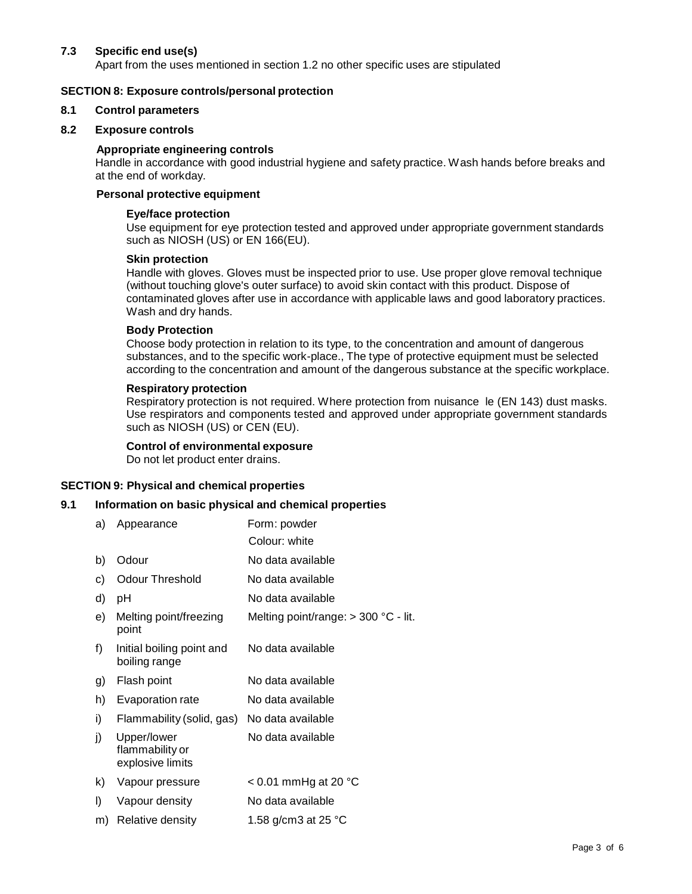### 7.3 Specific end use(s)

Apart from the uses mentioned in section 1.2 no other specific uses are stipulated

## SECTION 8: Exposure controls/personal protection

### 8.1 Control parameters

### 8.2 Exposure controls

**Appropriate engineering controls**

Handle in accordance with good industrial hygiene and safety practice. Wash hands before breaks and at the end of workday.

**Personal protective equipment**

**Eye/face protection**

Use equipment for eye protection tested and approved under appropriate government standards such as NIOSH (US) or EN 166(EU).

**Skin protection**

Handle with gloves. Gloves must be inspected prior to use. Use proper glove removal technique (without touching glove's outer surface) to avoid skin contact with this product. Dispose of contaminated gloves after use in accordance with applicable laws and good laboratory practices. Wash and dry hands.

**Body Protection**

Choose body protection in relation to its type, to the concentration and amount of dangerous substances, and to the specific work-place., The type of protective equipment must be selected according to the concentration and amount of the dangerous substance at the specific workplace.

**Respiratory protection**

Respiratory protection is not required. Where protection from nuisance le (EN 143) dust masks. Use respirators and components tested and approved under appropriate government standards such as NIOSH (US) or CEN (EU).

**Control of environmental exposure**

Do not let product enter drains.

## SECTION 9: Physical and chemical properties

### 9.1 Information on basic physical and chemical properties

| | Property | Value |
|---|---|---|
| a) | Appearance | Form: powder<br>Colour: white |
| b) | Odour | No data available |
| c) | Odour Threshold | No data available |
| d) | pH | No data available |
| e) | Melting point/freezing point | Melting point/range: > 300 °C - lit. |
| f) | Initial boiling point and boiling range | No data available |
| g) | Flash point | No data available |
| h) | Evaporation rate | No data available |
| i) | Flammability (solid, gas) | No data available |
| j) | Upper/lower flammability or explosive limits | No data available |
| k) | Vapour pressure | < 0.01 mmHg at 20 °C |
| l) | Vapour density | No data available |
| m) | Relative density | 1.58 g/cm3 at 25 °C |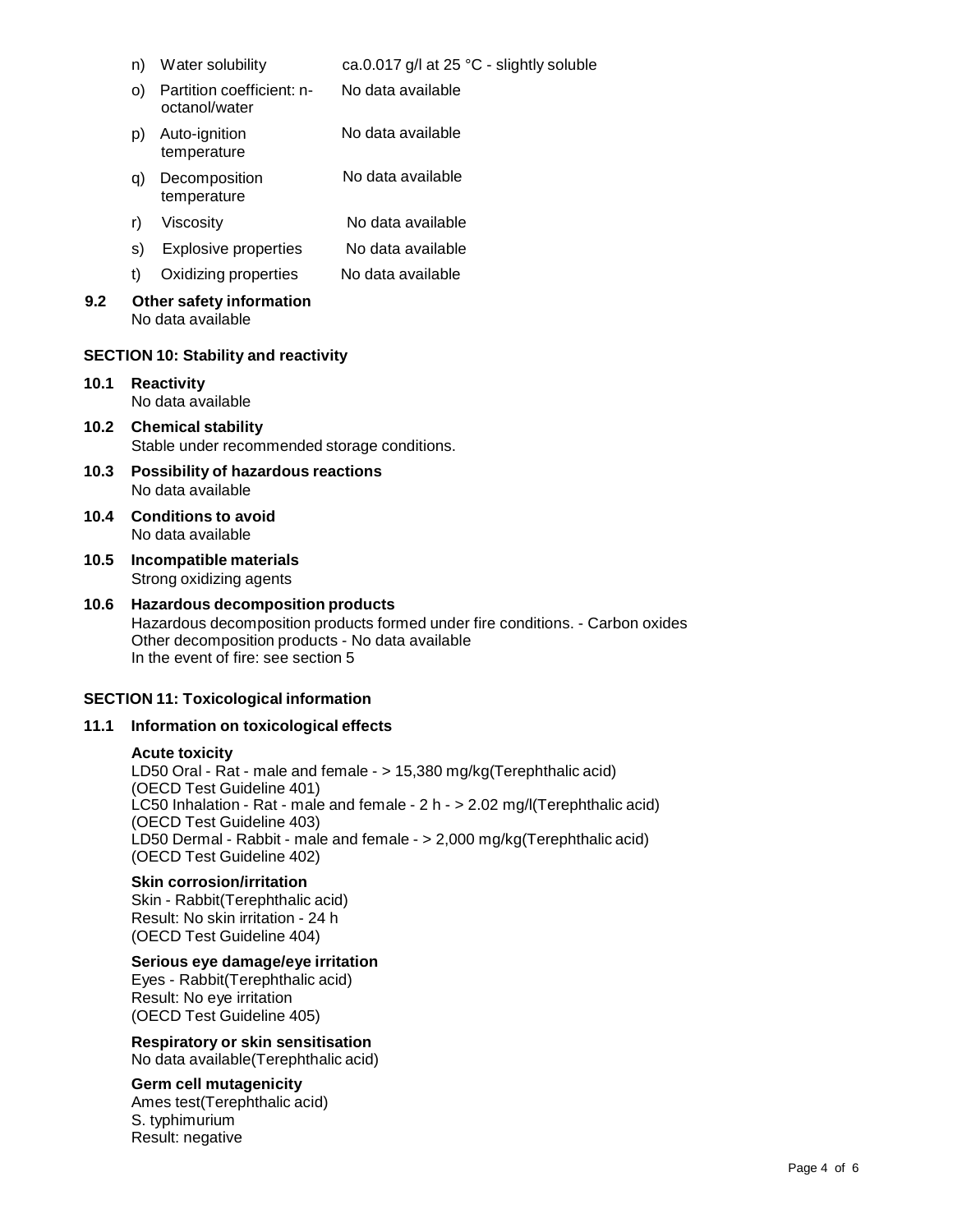| | | |
|---|---|---|
| n) | Water solubility | ca.0.017 g/l at 25 °C - slightly soluble |
| o) | Partition coefficient: n-octanol/water | No data available |
| p) | Auto-ignition temperature | No data available |
| q) | Decomposition temperature | No data available |
| r) | Viscosity | No data available |
| s) | Explosive properties | No data available |
| t) | Oxidizing properties | No data available |

**9.2 Other safety information**
No data available

## SECTION 10: Stability and reactivity

**10.1 Reactivity**
No data available

**10.2 Chemical stability**
Stable under recommended storage conditions.

**10.3 Possibility of hazardous reactions**
No data available

**10.4 Conditions to avoid**
No data available

**10.5 Incompatible materials**
Strong oxidizing agents

**10.6 Hazardous decomposition products**
Hazardous decomposition products formed under fire conditions. - Carbon oxides
Other decomposition products - No data available
In the event of fire: see section 5

## SECTION 11: Toxicological information

**11.1 Information on toxicological effects**

**Acute toxicity**
LD50 Oral - Rat - male and female - > 15,380 mg/kg(Terephthalic acid)
(OECD Test Guideline 401)
LC50 Inhalation - Rat - male and female - 2 h - > 2.02 mg/l(Terephthalic acid)
(OECD Test Guideline 403)
LD50 Dermal - Rabbit - male and female - > 2,000 mg/kg(Terephthalic acid)
(OECD Test Guideline 402)

**Skin corrosion/irritation**
Skin - Rabbit(Terephthalic acid)
Result: No skin irritation - 24 h
(OECD Test Guideline 404)

**Serious eye damage/eye irritation**
Eyes - Rabbit(Terephthalic acid)
Result: No eye irritation
(OECD Test Guideline 405)

**Respiratory or skin sensitisation**
No data available(Terephthalic acid)

**Germ cell mutagenicity**
Ames test(Terephthalic acid)
S. typhimurium
Result: negative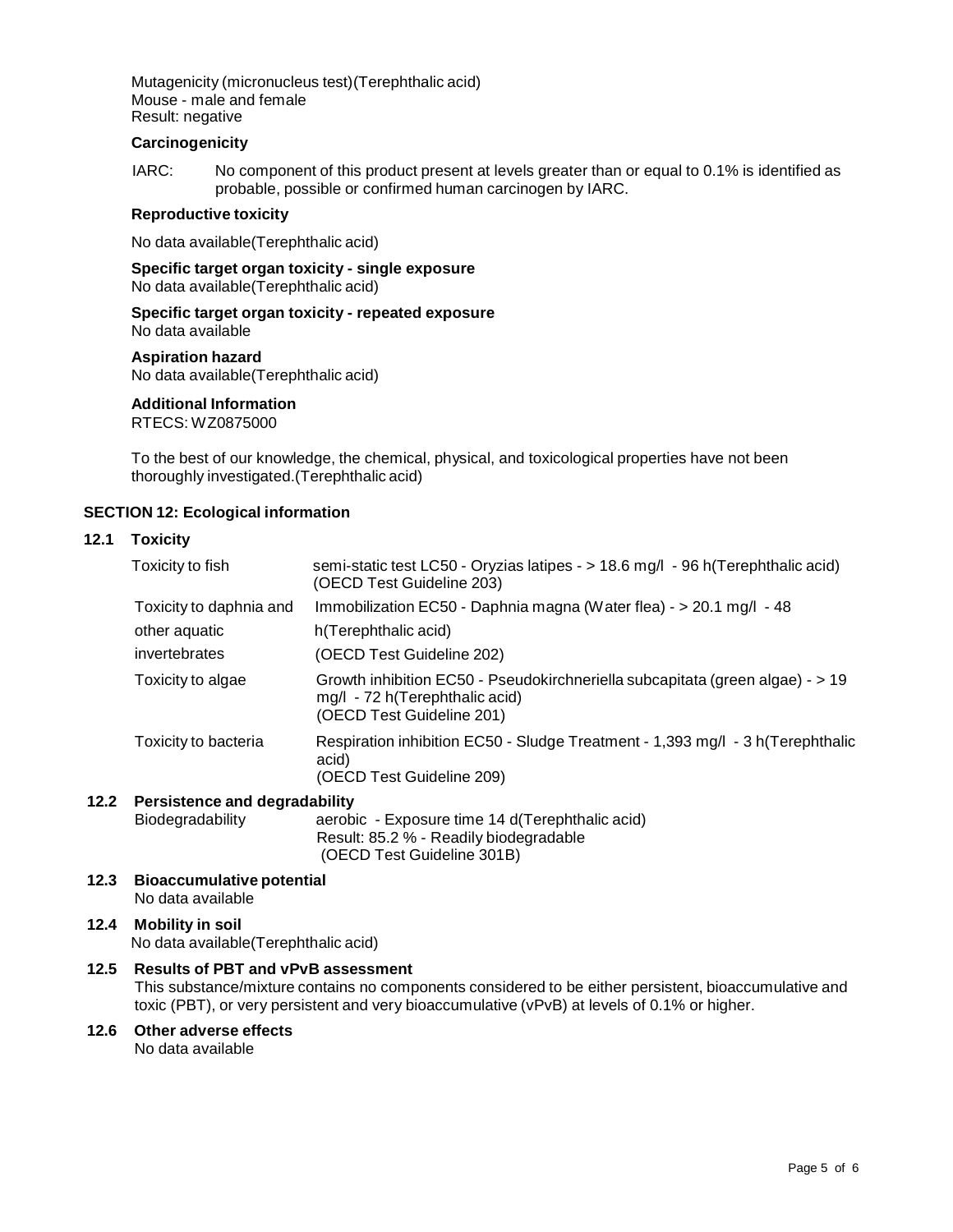Mutagenicity (micronucleus test)(Terephthalic acid)
Mouse - male and female
Result: negative

**Carcinogenicity**

IARC: No component of this product present at levels greater than or equal to 0.1% is identified as probable, possible or confirmed human carcinogen by IARC.

**Reproductive toxicity**

No data available(Terephthalic acid)

**Specific target organ toxicity - single exposure**
No data available(Terephthalic acid)

**Specific target organ toxicity - repeated exposure**
No data available

**Aspiration hazard**
No data available(Terephthalic acid)

**Additional Information**
RTECS: WZ0875000

To the best of our knowledge, the chemical, physical, and toxicological properties have not been thoroughly investigated.(Terephthalic acid)

## SECTION 12: Ecological information

### 12.1 Toxicity

| | |
|---|---|
| Toxicity to fish | semi-static test LC50 - Oryzias latipes - > 18.6 mg/l - 96 h(Terephthalic acid) (OECD Test Guideline 203) |
| Toxicity to daphnia and other aquatic invertebrates | Immobilization EC50 - Daphnia magna (Water flea) - > 20.1 mg/l - 48 h(Terephthalic acid) (OECD Test Guideline 202) |
| Toxicity to algae | Growth inhibition EC50 - Pseudokirchneriella subcapitata (green algae) - > 19 mg/l - 72 h(Terephthalic acid) (OECD Test Guideline 201) |
| Toxicity to bacteria | Respiration inhibition EC50 - Sludge Treatment - 1,393 mg/l - 3 h(Terephthalic acid) (OECD Test Guideline 209) |

### 12.2 Persistence and degradability

| | |
|---|---|
| Biodegradability | aerobic - Exposure time 14 d(Terephthalic acid) Result: 85.2 % - Readily biodegradable (OECD Test Guideline 301B) |

### 12.3 Bioaccumulative potential
No data available

### 12.4 Mobility in soil
No data available(Terephthalic acid)

### 12.5 Results of PBT and vPvB assessment
This substance/mixture contains no components considered to be either persistent, bioaccumulative and toxic (PBT), or very persistent and very bioaccumulative (vPvB) at levels of 0.1% or higher.

### 12.6 Other adverse effects
No data available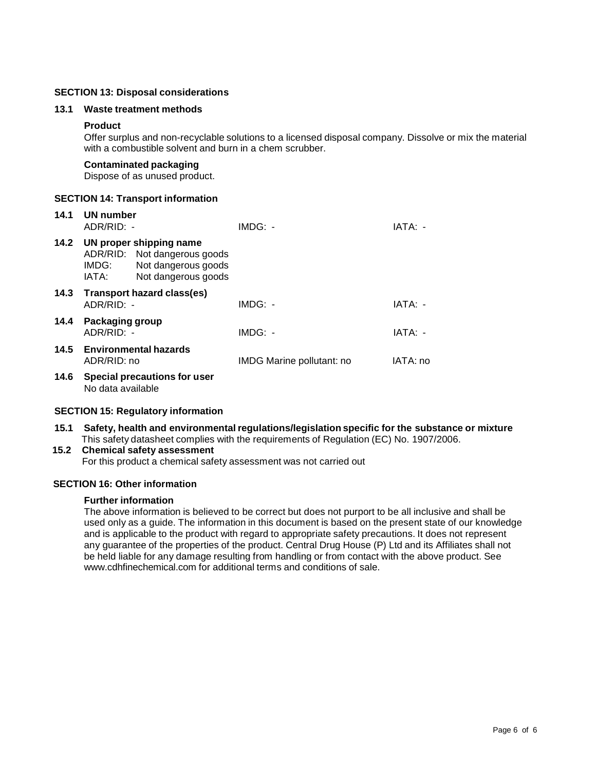## SECTION 13: Disposal considerations

### 13.1 Waste treatment methods

**Product**

Offer surplus and non-recyclable solutions to a licensed disposal company. Dissolve or mix the material with a combustible solvent and burn in a chem scrubber.

**Contaminated packaging**

Dispose of as unused product.

## SECTION 14: Transport information

**14.1 UN number**

| | | |
|---|---|---|
| ADR/RID: - | IMDG: - | IATA: - |

**14.2 UN proper shipping name**

| | |
|---|---|
| ADR/RID: | Not dangerous goods |
| IMDG: | Not dangerous goods |
| IATA: | Not dangerous goods |

**14.3 Transport hazard class(es)**

| | | |
|---|---|---|
| ADR/RID: - | IMDG: - | IATA: - |

**14.4 Packaging group**

| | | |
|---|---|---|
| ADR/RID: - | IMDG: - | IATA: - |

**14.5 Environmental hazards**

| | | |
|---|---|---|
| ADR/RID: no | IMDG Marine pollutant: no | IATA: no |

**14.6 Special precautions for user**

No data available

## SECTION 15: Regulatory information

**15.1 Safety, health and environmental regulations/legislation specific for the substance or mixture**

This safety datasheet complies with the requirements of Regulation (EC) No. 1907/2006.

**15.2 Chemical safety assessment**

For this product a chemical safety assessment was not carried out

## SECTION 16: Other information

**Further information**

The above information is believed to be correct but does not purport to be all inclusive and shall be used only as a guide. The information in this document is based on the present state of our knowledge and is applicable to the product with regard to appropriate safety precautions. It does not represent any guarantee of the properties of the product. Central Drug House (P) Ltd and its Affiliates shall not be held liable for any damage resulting from handling or from contact with the above product. See www.cdhfinechemical.com for additional terms and conditions of sale.